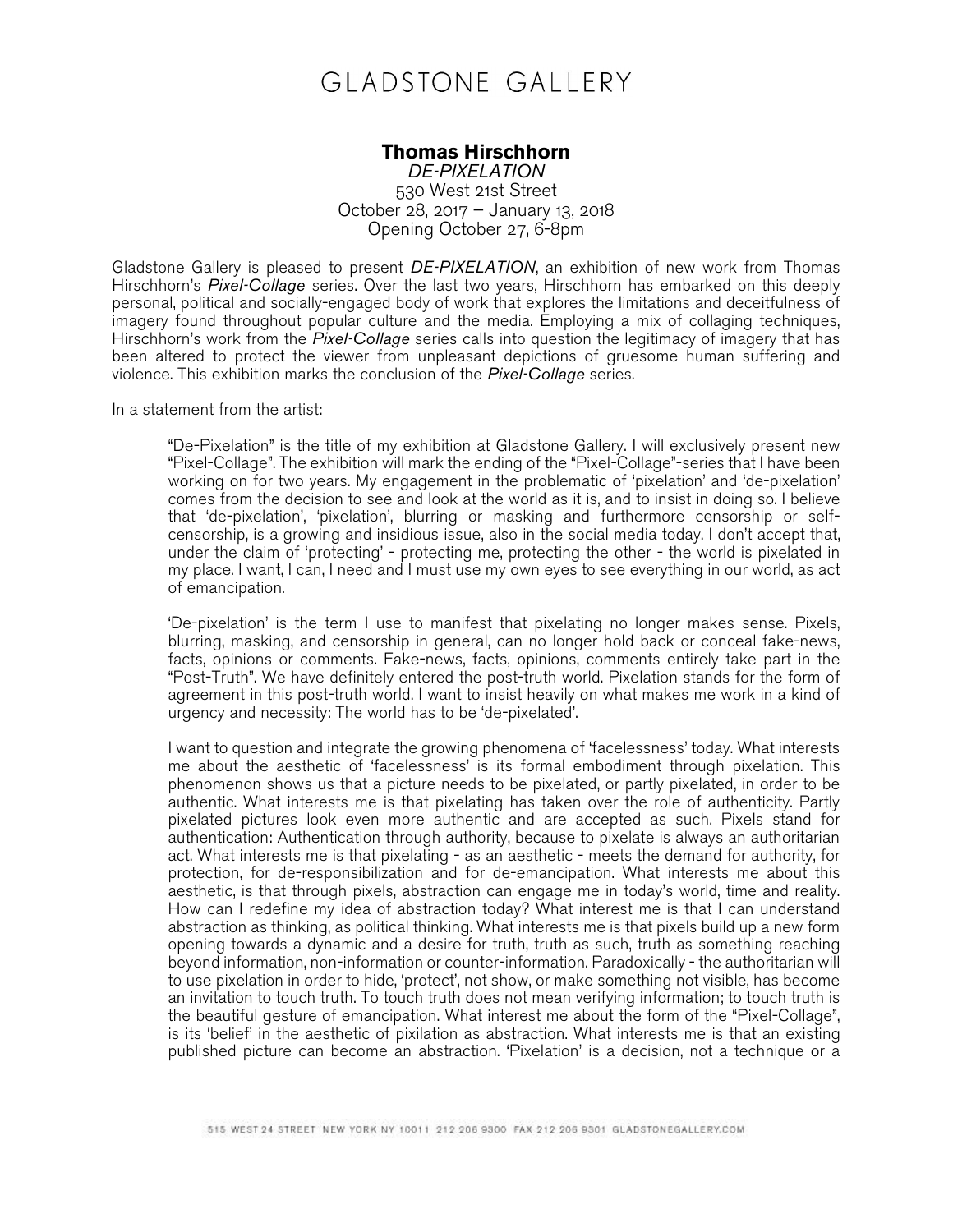# GLADSTONE GALLERY

**Thomas Hirschhorn**
*DE-PIXELATION*
530 West 21st Street
October 28, 2017 – January 13, 2018
Opening October 27, 6-8pm

Gladstone Gallery is pleased to present ***DE-PIXELATION***, an exhibition of new work from Thomas Hirschhorn's *Pixel-Collage* series. Over the last two years, Hirschhorn has embarked on this deeply personal, political and socially-engaged body of work that explores the limitations and deceitfulness of imagery found throughout popular culture and the media. Employing a mix of collaging techniques, Hirschhorn's work from the *Pixel-Collage* series calls into question the legitimacy of imagery that has been altered to protect the viewer from unpleasant depictions of gruesome human suffering and violence. This exhibition marks the conclusion of the *Pixel-Collage* series.

In a statement from the artist:

> "De-Pixelation" is the title of my exhibition at Gladstone Gallery. I will exclusively present new "Pixel-Collage". The exhibition will mark the ending of the "Pixel-Collage"-series that I have been working on for two years. My engagement in the problematic of 'pixelation' and 'de-pixelation' comes from the decision to see and look at the world as it is, and to insist in doing so. I believe that 'de-pixelation', 'pixelation', blurring or masking and furthermore censorship or self-censorship, is a growing and insidious issue, also in the social media today. I don't accept that, under the claim of 'protecting' - protecting me, protecting the other - the world is pixelated in my place. I want, I can, I need and I must use my own eyes to see everything in our world, as act of emancipation.
>
> 'De-pixelation' is the term I use to manifest that pixelating no longer makes sense. Pixels, blurring, masking, and censorship in general, can no longer hold back or conceal fake-news, facts, opinions or comments. Fake-news, facts, opinions, comments entirely take part in the "Post-Truth". We have definitely entered the post-truth world. Pixelation stands for the form of agreement in this post-truth world. I want to insist heavily on what makes me work in a kind of urgency and necessity: The world has to be 'de-pixelated'.
>
> I want to question and integrate the growing phenomena of 'facelessness' today. What interests me about the aesthetic of 'facelessness' is its formal embodiment through pixelation. This phenomenon shows us that a picture needs to be pixelated, or partly pixelated, in order to be authentic. What interests me is that pixelating has taken over the role of authenticity. Partly pixelated pictures look even more authentic and are accepted as such. Pixels stand for authentication: Authentication through authority, because to pixelate is always an authoritarian act. What interests me is that pixelating - as an aesthetic - meets the demand for authority, for protection, for de-responsibilization and for de-emancipation. What interests me about this aesthetic, is that through pixels, abstraction can engage me in today's world, time and reality. How can I redefine my idea of abstraction today? What interest me is that I can understand abstraction as thinking, as political thinking. What interests me is that pixels build up a new form opening towards a dynamic and a desire for truth, truth as such, truth as something reaching beyond information, non-information or counter-information. Paradoxically - the authoritarian will to use pixelation in order to hide, 'protect', not show, or make something not visible, has become an invitation to touch truth. To touch truth does not mean verifying information; to touch truth is the beautiful gesture of emancipation. What interest me about the form of the "Pixel-Collage", is its 'belief' in the aesthetic of pixilation as abstraction. What interests me is that an existing published picture can become an abstraction. 'Pixelation' is a decision, not a technique or a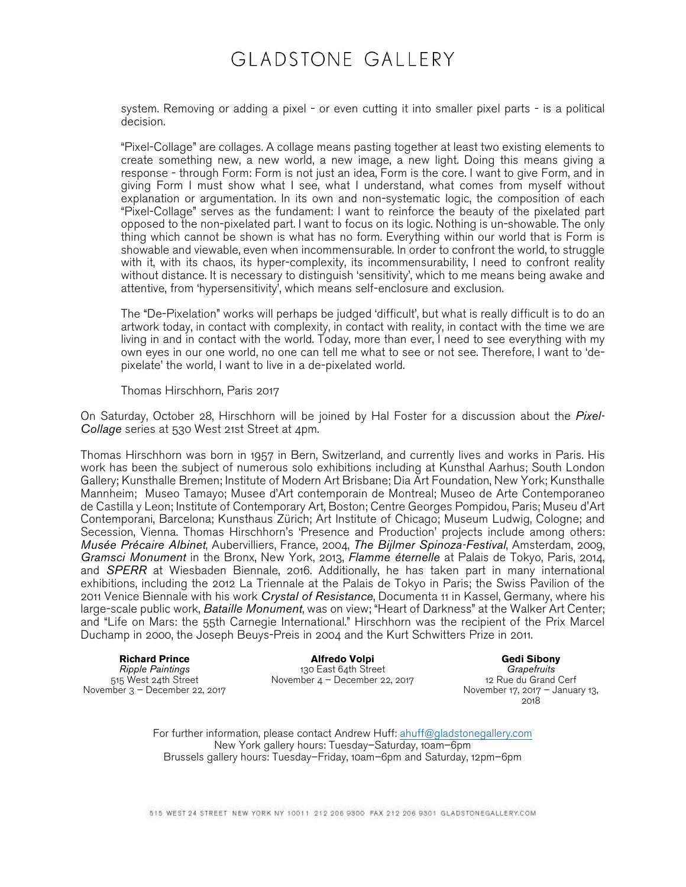system. Removing or adding a pixel - or even cutting it into smaller pixel parts - is a political decision.

"Pixel-Collage" are collages. A collage means pasting together at least two existing elements to create something new, a new world, a new image, a new light. Doing this means giving a response - through Form: Form is not just an idea, Form is the core. I want to give Form, and in giving Form I must show what I see, what I understand, what comes from myself without explanation or argumentation. In its own and non-systematic logic, the composition of each "Pixel-Collage" serves as the fundament: I want to reinforce the beauty of the pixelated part opposed to the non-pixelated part. I want to focus on its logic. Nothing is un-showable. The only thing which cannot be shown is what has no form. Everything within our world that is Form is showable and viewable, even when incommensurable. In order to confront the world, to struggle with it, with its chaos, its hyper-complexity, its incommensurability, I need to confront reality without distance. It is necessary to distinguish 'sensitivity', which to me means being awake and attentive, from 'hypersensitivity', which means self-enclosure and exclusion.

The "De-Pixelation" works will perhaps be judged 'difficult', but what is really difficult is to do an artwork today, in contact with complexity, in contact with reality, in contact with the time we are living in and in contact with the world. Today, more than ever, I need to see everything with my own eyes in our one world, no one can tell me what to see or not see. Therefore, I want to 'de-pixelate' the world, I want to live in a de-pixelated world.

Thomas Hirschhorn, Paris 2017

On Saturday, October 28, Hirschhorn will be joined by Hal Foster for a discussion about the *Pixel-Collage* series at 530 West 21st Street at 4pm.

Thomas Hirschhorn was born in 1957 in Bern, Switzerland, and currently lives and works in Paris. His work has been the subject of numerous solo exhibitions including at Kunsthal Aarhus; South London Gallery; Kunsthalle Bremen; Institute of Modern Art Brisbane; Dia Art Foundation, New York; Kunsthalle Mannheim; Museo Tamayo; Musee d'Art contemporain de Montreal; Museo de Arte Contemporaneo de Castilla y Leon; Institute of Contemporary Art, Boston; Centre Georges Pompidou, Paris; Museu d'Art Contemporani, Barcelona; Kunsthaus Zürich; Art Institute of Chicago; Museum Ludwig, Cologne; and Secession, Vienna. Thomas Hirschhorn's 'Presence and Production' projects include among others: *Musée Précaire Albinet*, Aubervilliers, France, 2004, *The Bijlmer Spinoza-Festival*, Amsterdam, 2009, *Gramsci Monument* in the Bronx, New York, 2013, *Flamme éternelle* at Palais de Tokyo, Paris, 2014, and *SPERR* at Wiesbaden Biennale, 2016. Additionally, he has taken part in many international exhibitions, including the 2012 La Triennale at the Palais de Tokyo in Paris; the Swiss Pavilion of the 2011 Venice Biennale with his work *Crystal of Resistance*, Documenta 11 in Kassel, Germany, where his large-scale public work, *Bataille Monument*, was on view; "Heart of Darkness" at the Walker Art Center; and "Life on Mars: the 55th Carnegie International." Hirschhorn was the recipient of the Prix Marcel Duchamp in 2000, the Joseph Beuys-Preis in 2004 and the Kurt Schwitters Prize in 2011.

**Richard Prince**
*Ripple Paintings*
515 West 24th Street
November 3 – December 22, 2017

**Alfredo Volpi**
130 East 64th Street
November 4 – December 22, 2017

**Gedi Sibony**
*Grapefruits*
12 Rue du Grand Cerf
November 17, 2017 – January 13, 2018

For further information, please contact Andrew Huff: ahuff@gladstonegallery.com
New York gallery hours: Tuesday–Saturday, 10am–6pm
Brussels gallery hours: Tuesday–Friday, 10am–6pm and Saturday, 12pm–6pm